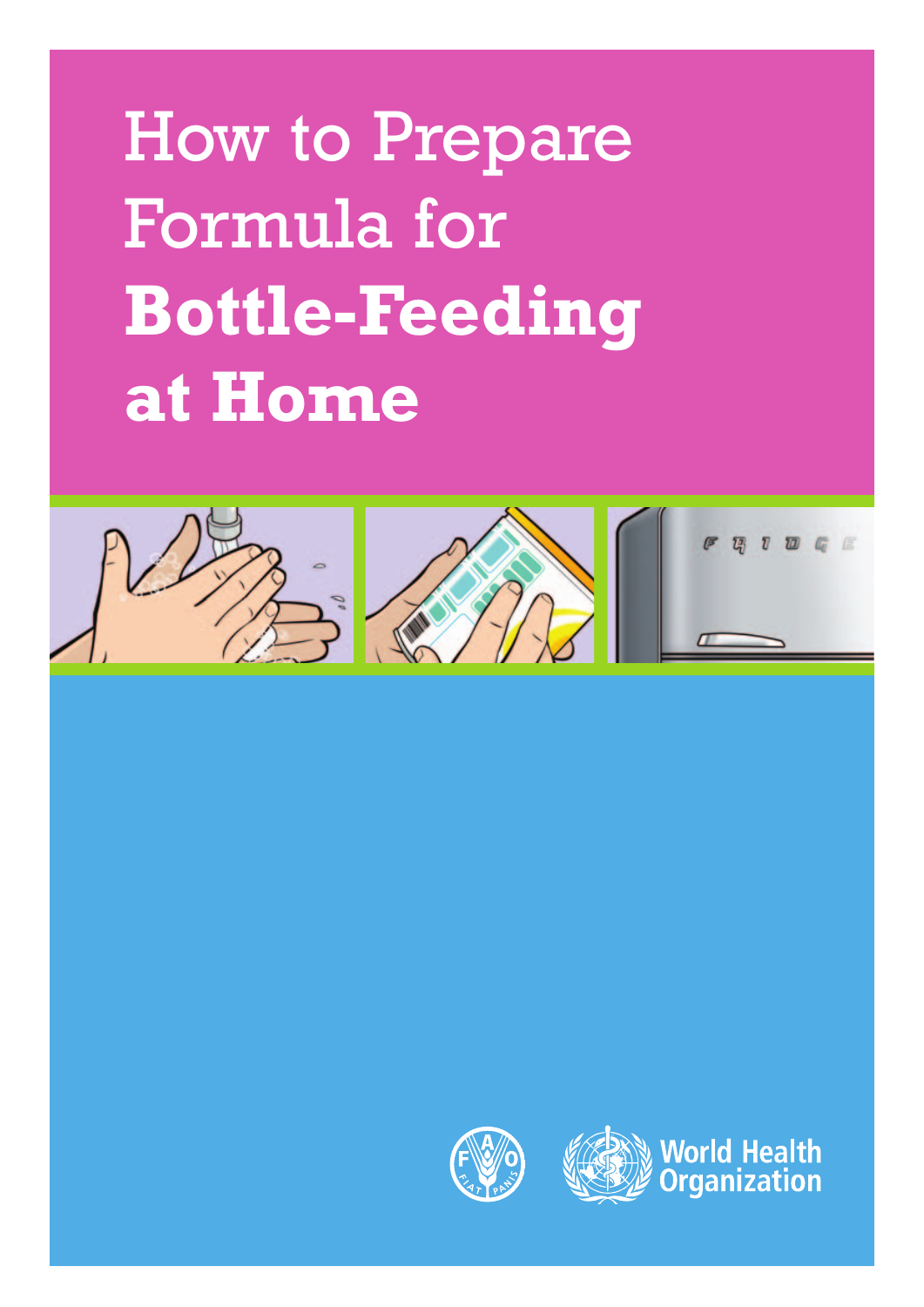# How to Prepare Formula for **Bottle-Feeding at Home**

World Health Organization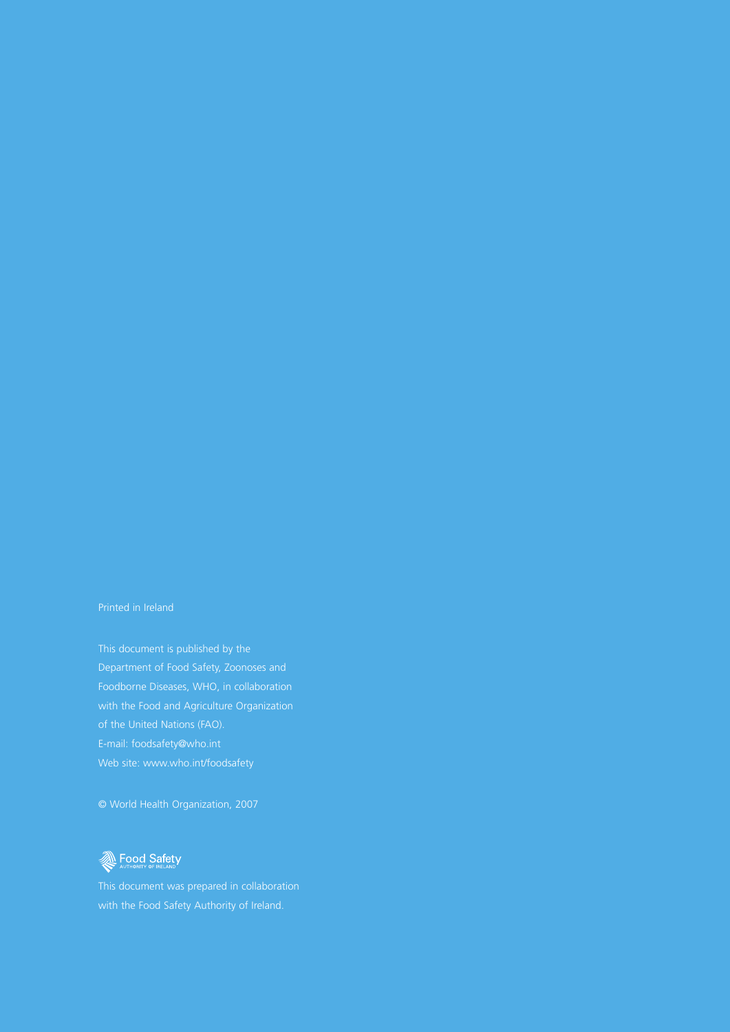Printed in Ireland

This document is published by the Department of Food Safety, Zoonoses and Foodborne Diseases, WHO, in collaboration with the Food and Agriculture Organization of the United Nations (FAO).
E-mail: foodsafety@who.int
Web site: www.who.int/foodsafety

© World Health Organization, 2007

Food Safety
AUTHORITY OF IRELAND

This document was prepared in collaboration with the Food Safety Authority of Ireland.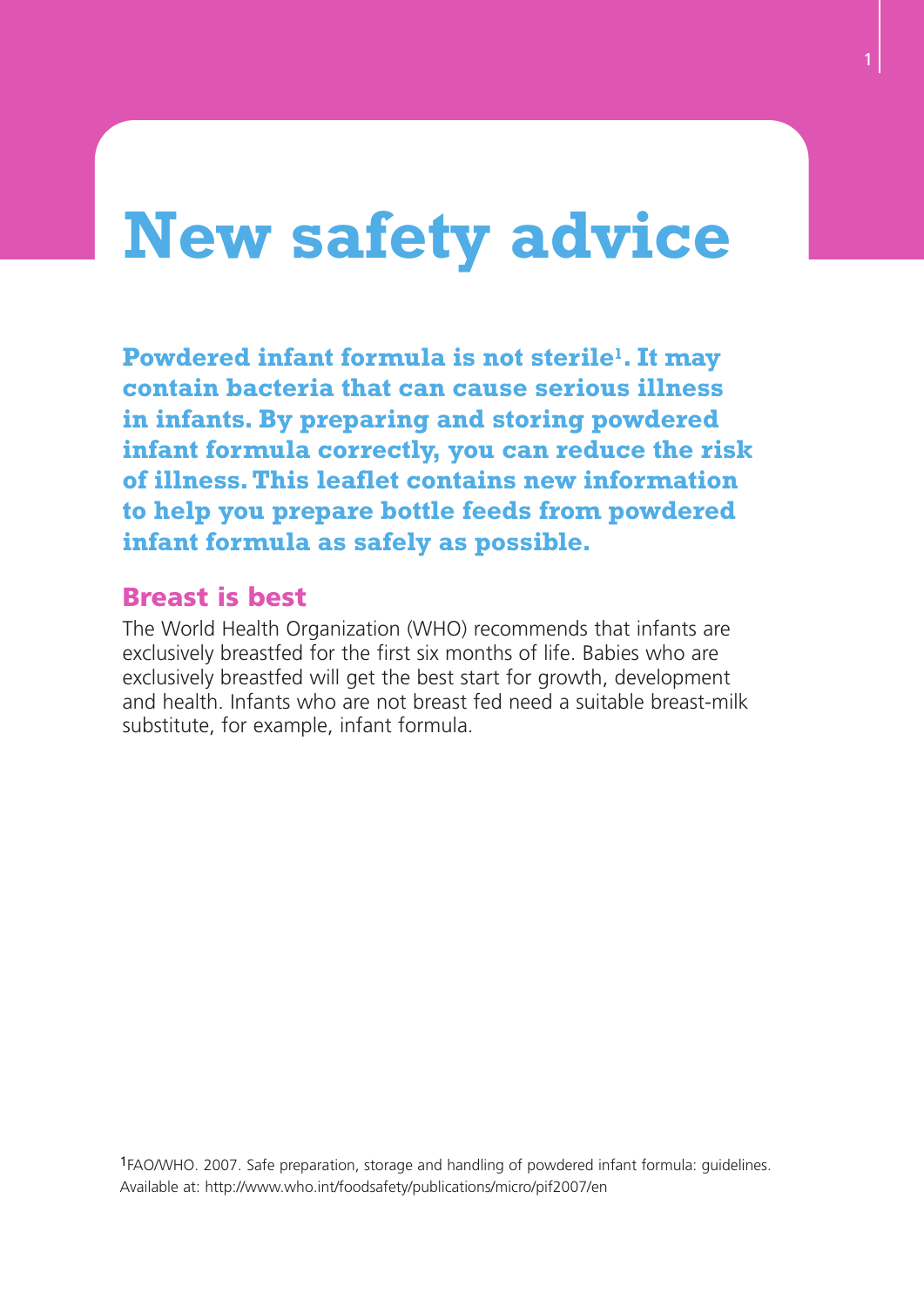# New safety advice

**Powdered infant formula is not sterile[1]. It may contain bacteria that can cause serious illness in infants. By preparing and storing powdered infant formula correctly, you can reduce the risk of illness. This leaflet contains new information to help you prepare bottle feeds from powdered infant formula as safely as possible.**

## Breast is best

The World Health Organization (WHO) recommends that infants are exclusively breastfed for the first six months of life. Babies who are exclusively breastfed will get the best start for growth, development and health. Infants who are not breast fed need a suitable breast-milk substitute, for example, infant formula.

[1] FAO/WHO. 2007. Safe preparation, storage and handling of powdered infant formula: guidelines. Available at: http://www.who.int/foodsafety/publications/micro/pif2007/en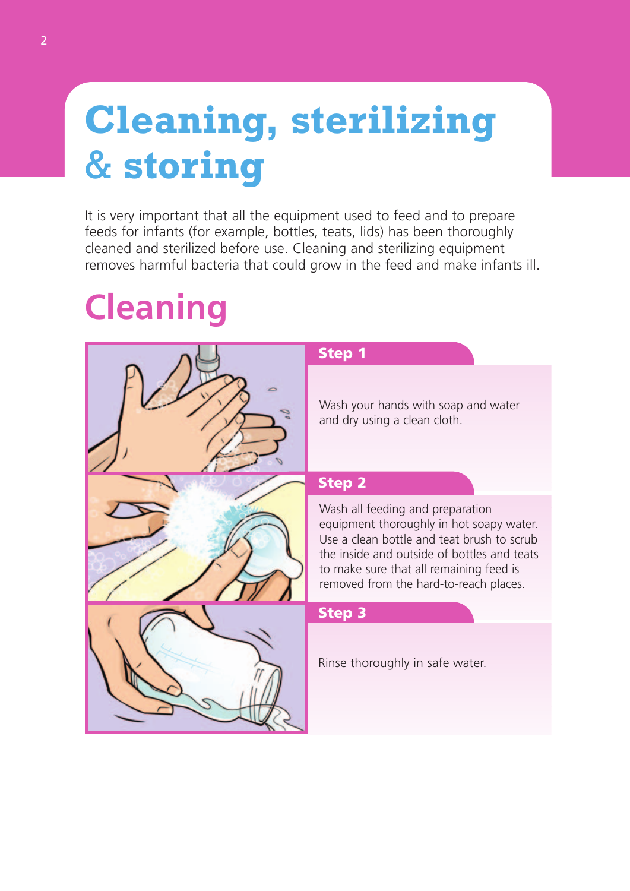# Cleaning, sterilizing & storing

It is very important that all the equipment used to feed and to prepare feeds for infants (for example, bottles, teats, lids) has been thoroughly cleaned and sterilized before use. Cleaning and sterilizing equipment removes harmful bacteria that could grow in the feed and make infants ill.

## Cleaning

### Step 1

Wash your hands with soap and water and dry using a clean cloth.

### Step 2

Wash all feeding and preparation equipment thoroughly in hot soapy water. Use a clean bottle and teat brush to scrub the inside and outside of bottles and teats to make sure that all remaining feed is removed from the hard-to-reach places.

### Step 3

Rinse thoroughly in safe water.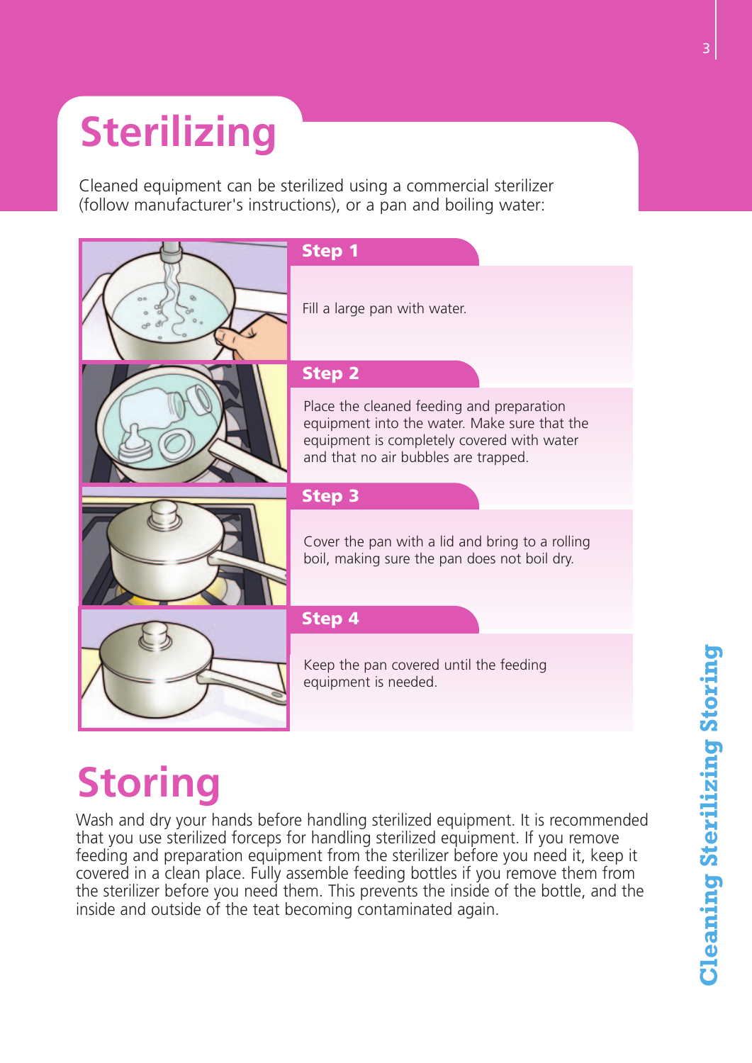# Sterilizing

Cleaned equipment can be sterilized using a commercial sterilizer (follow manufacturer's instructions), or a pan and boiling water:

### Step 1

Fill a large pan with water.

### Step 2

Place the cleaned feeding and preparation equipment into the water. Make sure that the equipment is completely covered with water and that no air bubbles are trapped.

### Step 3

Cover the pan with a lid and bring to a rolling boil, making sure the pan does not boil dry.

### Step 4

Keep the pan covered until the feeding equipment is needed.

# Storing

Wash and dry your hands before handling sterilized equipment. It is recommended that you use sterilized forceps for handling sterilized equipment. If you remove feeding and preparation equipment from the sterilizer before you need it, keep it covered in a clean place. Fully assemble feeding bottles if you remove them from the sterilizer before you need them. This prevents the inside of the bottle, and the inside and outside of the teat becoming contaminated again.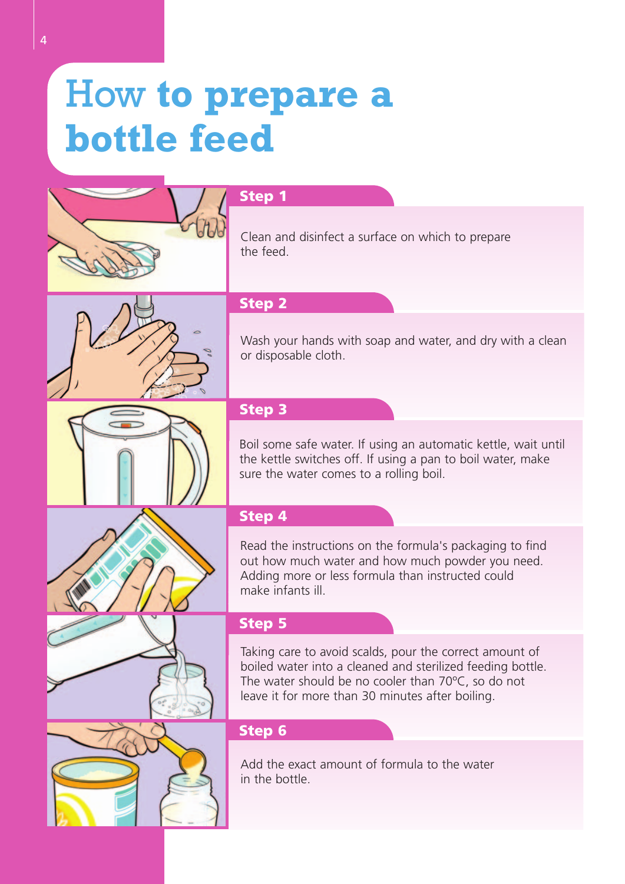# How to prepare a bottle feed

## Step 1

Clean and disinfect a surface on which to prepare the feed.

## Step 2

Wash your hands with soap and water, and dry with a clean or disposable cloth.

## Step 3

Boil some safe water. If using an automatic kettle, wait until the kettle switches off. If using a pan to boil water, make sure the water comes to a rolling boil.

## Step 4

Read the instructions on the formula's packaging to find out how much water and how much powder you need. Adding more or less formula than instructed could make infants ill.

## Step 5

Taking care to avoid scalds, pour the correct amount of boiled water into a cleaned and sterilized feeding bottle. The water should be no cooler than 70ºC, so do not leave it for more than 30 minutes after boiling.

## Step 6

Add the exact amount of formula to the water in the bottle.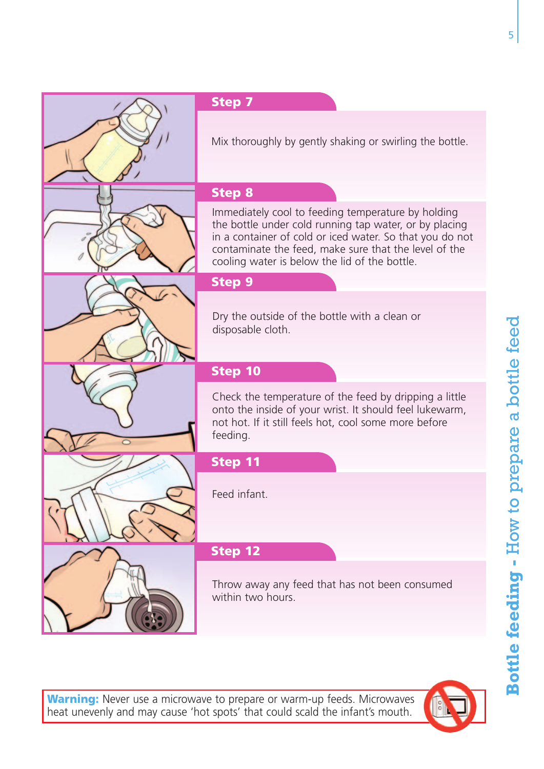## Step 7

Mix thoroughly by gently shaking or swirling the bottle.

## Step 8

Immediately cool to feeding temperature by holding the bottle under cold running tap water, or by placing in a container of cold or iced water. So that you do not contaminate the feed, make sure that the level of the cooling water is below the lid of the bottle.

## Step 9

Dry the outside of the bottle with a clean or disposable cloth.

## Step 10

Check the temperature of the feed by dripping a little onto the inside of your wrist. It should feel lukewarm, not hot. If it still feels hot, cool some more before feeding.

## Step 11

Feed infant.

## Step 12

Throw away any feed that has not been consumed within two hours.

**Warning:** Never use a microwave to prepare or warm-up feeds. Microwaves heat unevenly and may cause 'hot spots' that could scald the infant's mouth.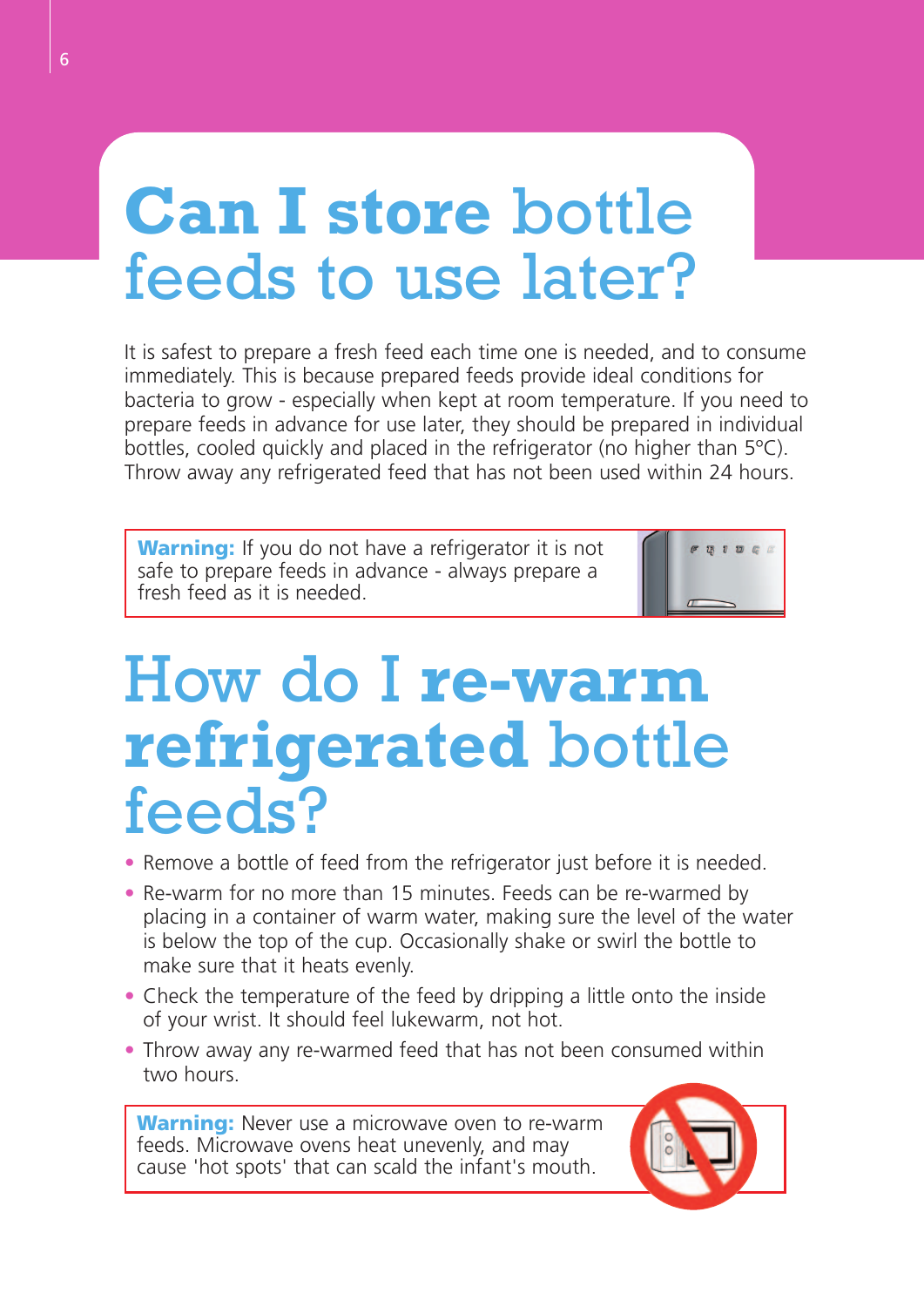# Can I store bottle feeds to use later?

It is safest to prepare a fresh feed each time one is needed, and to consume immediately. This is because prepared feeds provide ideal conditions for bacteria to grow - especially when kept at room temperature. If you need to prepare feeds in advance for use later, they should be prepared in individual bottles, cooled quickly and placed in the refrigerator (no higher than 5°C). Throw away any refrigerated feed that has not been used within 24 hours.

**Warning:** If you do not have a refrigerator it is not safe to prepare feeds in advance - always prepare a fresh feed as it is needed.

# How do I re-warm refrigerated bottle feeds?

- Remove a bottle of feed from the refrigerator just before it is needed.
- Re-warm for no more than 15 minutes. Feeds can be re-warmed by placing in a container of warm water, making sure the level of the water is below the top of the cup. Occasionally shake or swirl the bottle to make sure that it heats evenly.
- Check the temperature of the feed by dripping a little onto the inside of your wrist. It should feel lukewarm, not hot.
- Throw away any re-warmed feed that has not been consumed within two hours.

**Warning:** Never use a microwave oven to re-warm feeds. Microwave ovens heat unevenly, and may cause 'hot spots' that can scald the infant's mouth.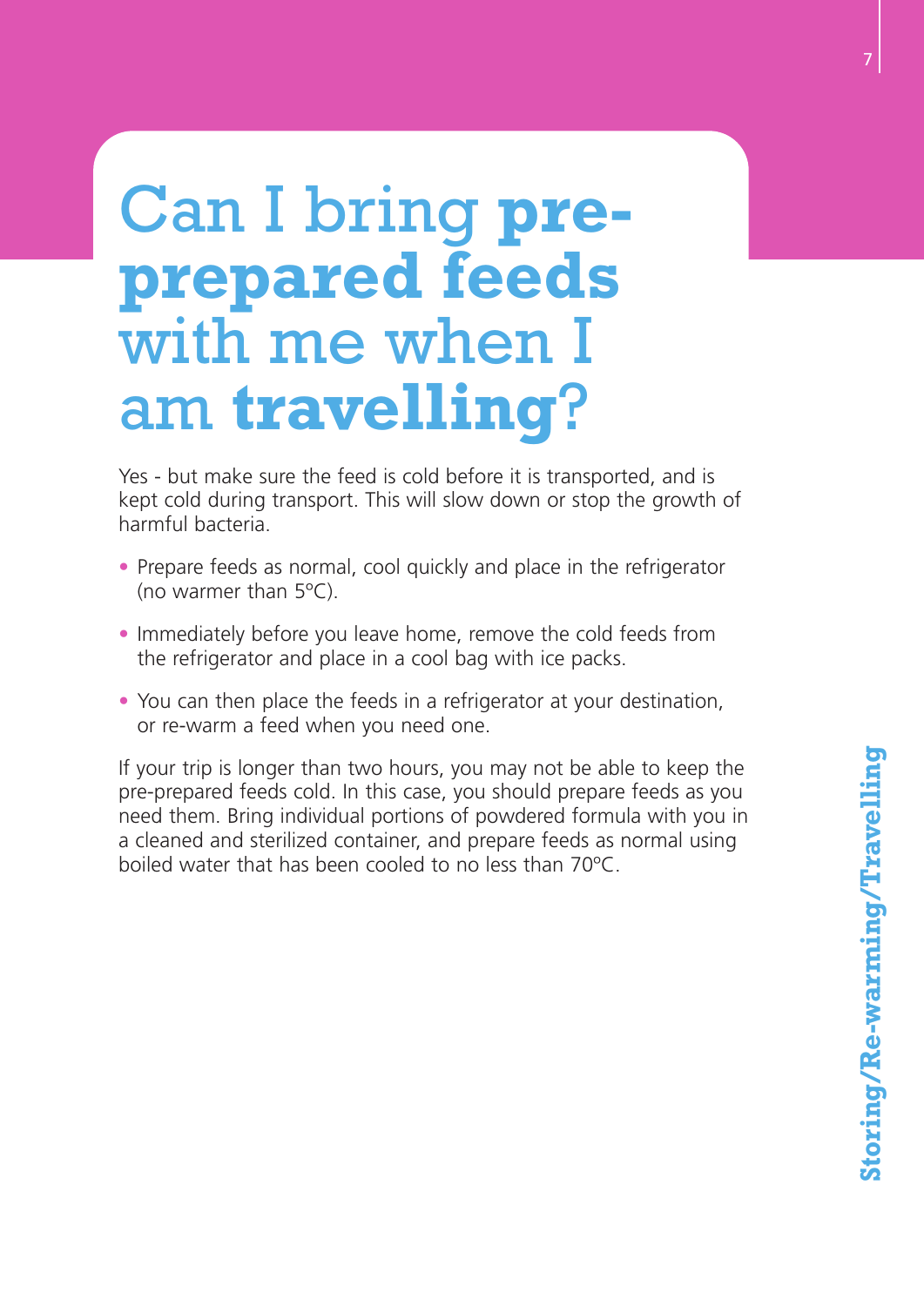# Can I bring **pre-prepared feeds** with me when I am **travelling**?

Yes - but make sure the feed is cold before it is transported, and is kept cold during transport. This will slow down or stop the growth of harmful bacteria.

- Prepare feeds as normal, cool quickly and place in the refrigerator (no warmer than 5ºC).
- Immediately before you leave home, remove the cold feeds from the refrigerator and place in a cool bag with ice packs.
- You can then place the feeds in a refrigerator at your destination, or re-warm a feed when you need one.

If your trip is longer than two hours, you may not be able to keep the pre-prepared feeds cold. In this case, you should prepare feeds as you need them. Bring individual portions of powdered formula with you in a cleaned and sterilized container, and prepare feeds as normal using boiled water that has been cooled to no less than 70ºC.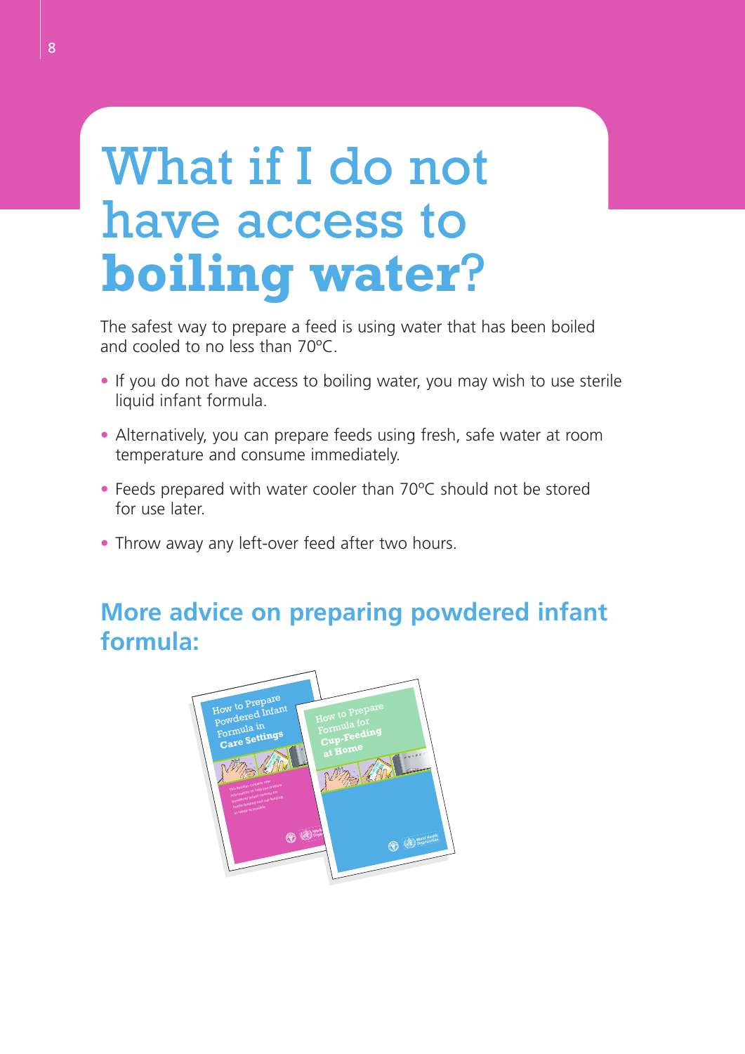# What if I do not have access to **boiling water**?

The safest way to prepare a feed is using water that has been boiled and cooled to no less than 70ºC.

- If you do not have access to boiling water, you may wish to use sterile liquid infant formula.
- Alternatively, you can prepare feeds using fresh, safe water at room temperature and consume immediately.
- Feeds prepared with water cooler than 70ºC should not be stored for use later.
- Throw away any left-over feed after two hours.

## More advice on preparing powdered infant formula: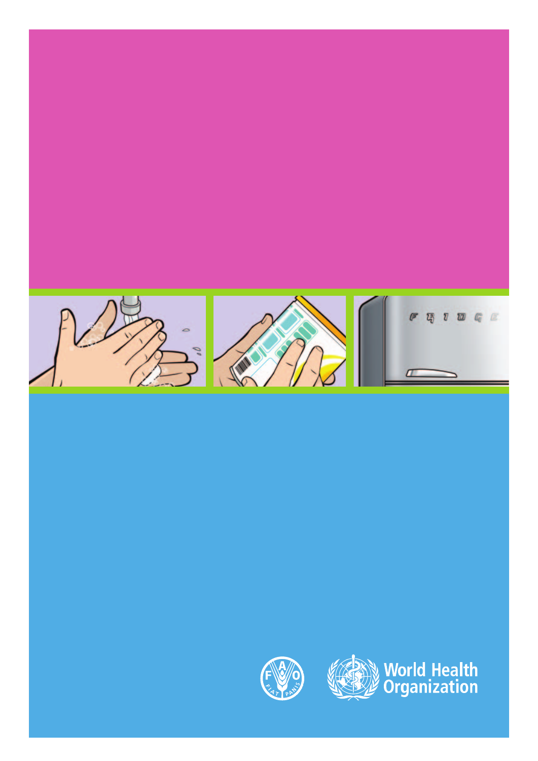World Health Organization